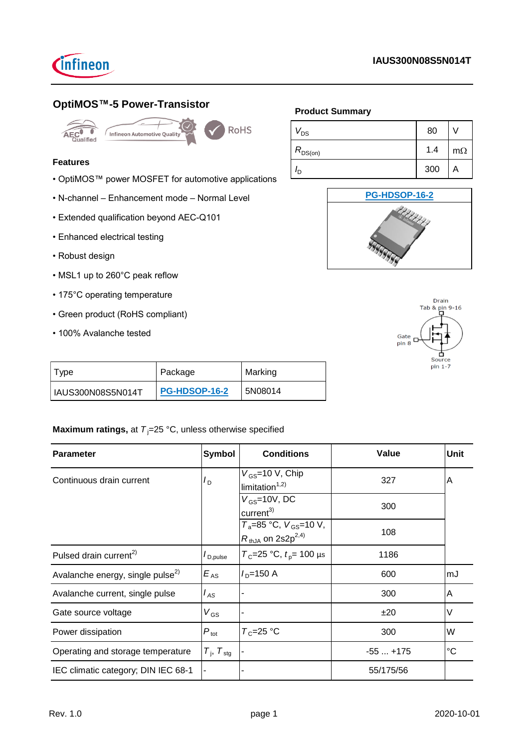IAUS300N08S5N014T

## OptiMOS™-5 Power-Transistor

AEC Qualified | Infineon Automotive Quality | RoHS

### Features

- OptiMOS™ power MOSFET for automotive applications
- N-channel – Enhancement mode – Normal Level
- Extended qualification beyond AEC-Q101
- Enhanced electrical testing
- Robust design
- MSL1 up to 260°C peak reflow
- 175°C operating temperature
- Green product (RoHS compliant)
- 100% Avalanche tested

**Product Summary**

| | | |
|---|---|---|
| $V_{DS}$ | 80 | V |
| $R_{DS(on)}$ | 1.4 | mΩ |
| $I_D$ | 300 | A |

**PG-HDSOP-16-2**

Drain Tab & pin 9-16
Gate pin 8
Source pin 1-7

| Type | Package | Marking |
|---|---|---|
| IAUS300N08S5N014T | PG-HDSOP-16-2 | 5N08014 |

**Maximum ratings,** at $T_j$=25 °C, unless otherwise specified

| Parameter | Symbol | Conditions | Value | Unit |
|---|---|---|---|---|
| Continuous drain current | $I_D$ | $V_{GS}$=10 V, Chip limitation[1,2] | 327 | A |
| | | $V_{GS}$=10V, DC current[3] | 300 | |
| | | $T_a$=85 °C, $V_{GS}$=10 V, $R_{thJA}$ on 2s2p[2,4] | 108 | |
| Pulsed drain current[2] | $I_{D,pulse}$ | $T_C$=25 °C, $t_p$= 100 µs | 1186 | |
| Avalanche energy, single pulse[2] | $E_{AS}$ | $I_D$=150 A | 600 | mJ |
| Avalanche current, single pulse | $I_{AS}$ | - | 300 | A |
| Gate source voltage | $V_{GS}$ | - | ±20 | V |
| Power dissipation | $P_{tot}$ | $T_C$=25 °C | 300 | W |
| Operating and storage temperature | $T_j$, $T_{stg}$ | - | -55 ... +175 | °C |
| IEC climatic category; DIN IEC 68-1 | - | - | 55/175/56 | |

Rev. 1.0 2020-10-01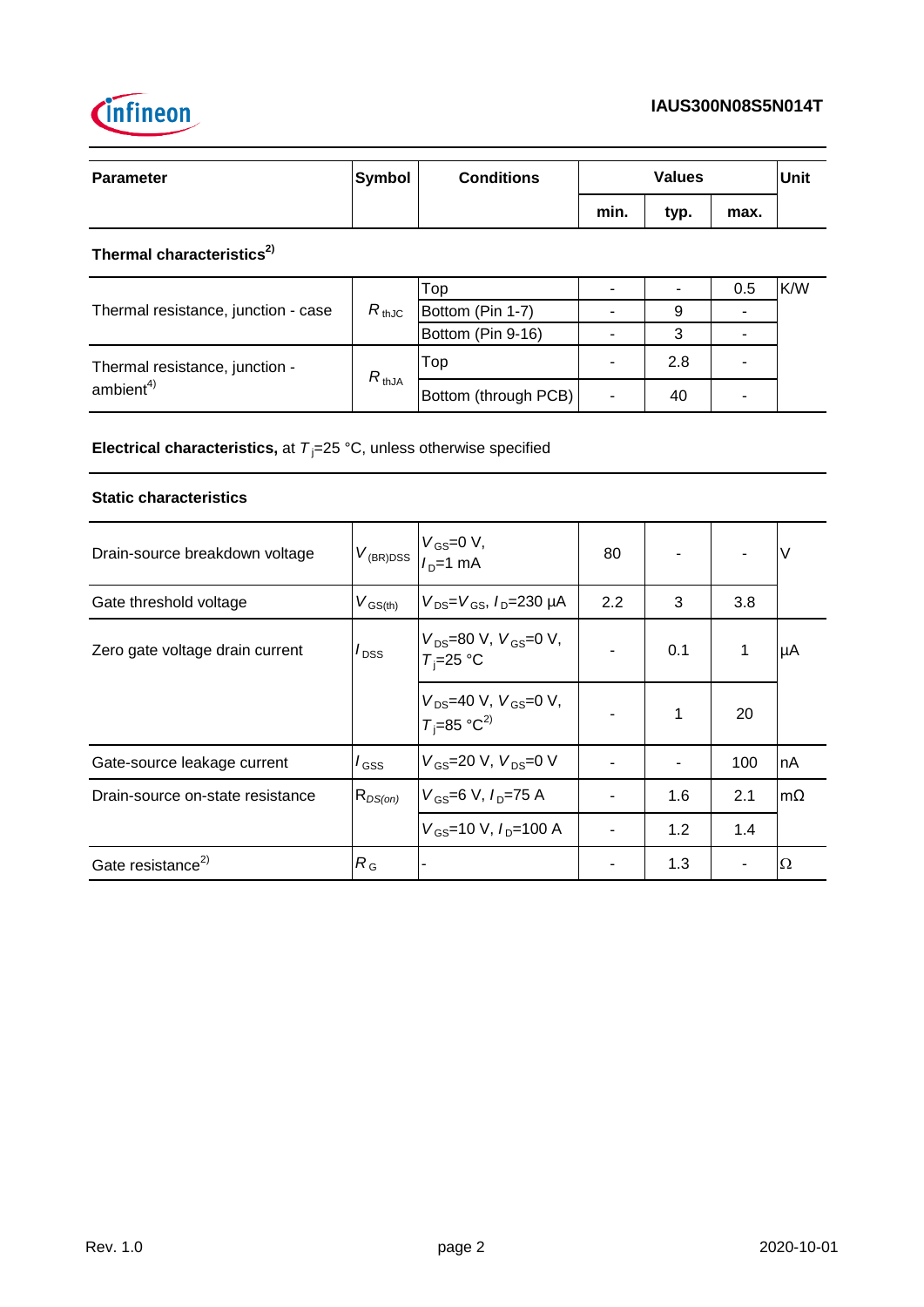| Parameter | Symbol | Conditions | Values | | | Unit |
|---|---|---|---|---|---|---|
| | | | min. | typ. | max. | |
| **Thermal characteristics**[2] | | | | | | |
| Thermal resistance, junction - case | $R_{thJC}$ | Top | - | - | 0.5 | K/W |
| | | Bottom (Pin 1-7) | - | 9 | - | |
| | | Bottom (Pin 9-16) | - | 3 | - | |
| Thermal resistance, junction - ambient[4] | $R_{thJA}$ | Top | - | 2.8 | - | |
| | | Bottom (through PCB) | - | 40 | - | |

**Electrical characteristics,** at $T_j$=25 °C, unless otherwise specified

| Parameter | Symbol | Conditions | min. | typ. | max. | Unit |
|---|---|---|---|---|---|---|
| **Static characteristics** | | | | | | |
| Drain-source breakdown voltage | $V_{(BR)DSS}$ | $V_{GS}$=0 V, $I_D$=1 mA | 80 | - | - | V |
| Gate threshold voltage | $V_{GS(th)}$ | $V_{DS}$=$V_{GS}$, $I_D$=230 µA | 2.2 | 3 | 3.8 | |
| Zero gate voltage drain current | $I_{DSS}$ | $V_{DS}$=80 V, $V_{GS}$=0 V, $T_j$=25 °C | - | 0.1 | 1 | µA |
| | | $V_{DS}$=40 V, $V_{GS}$=0 V, $T_j$=85 °C[2] | - | 1 | 20 | |
| Gate-source leakage current | $I_{GSS}$ | $V_{GS}$=20 V, $V_{DS}$=0 V | - | - | 100 | nA |
| Drain-source on-state resistance | $R_{DS(on)}$ | $V_{GS}$=6 V, $I_D$=75 A | - | 1.6 | 2.1 | mΩ |
| | | $V_{GS}$=10 V, $I_D$=100 A | - | 1.2 | 1.4 | |
| Gate resistance[2] | $R_G$ | - | - | 1.3 | - | Ω |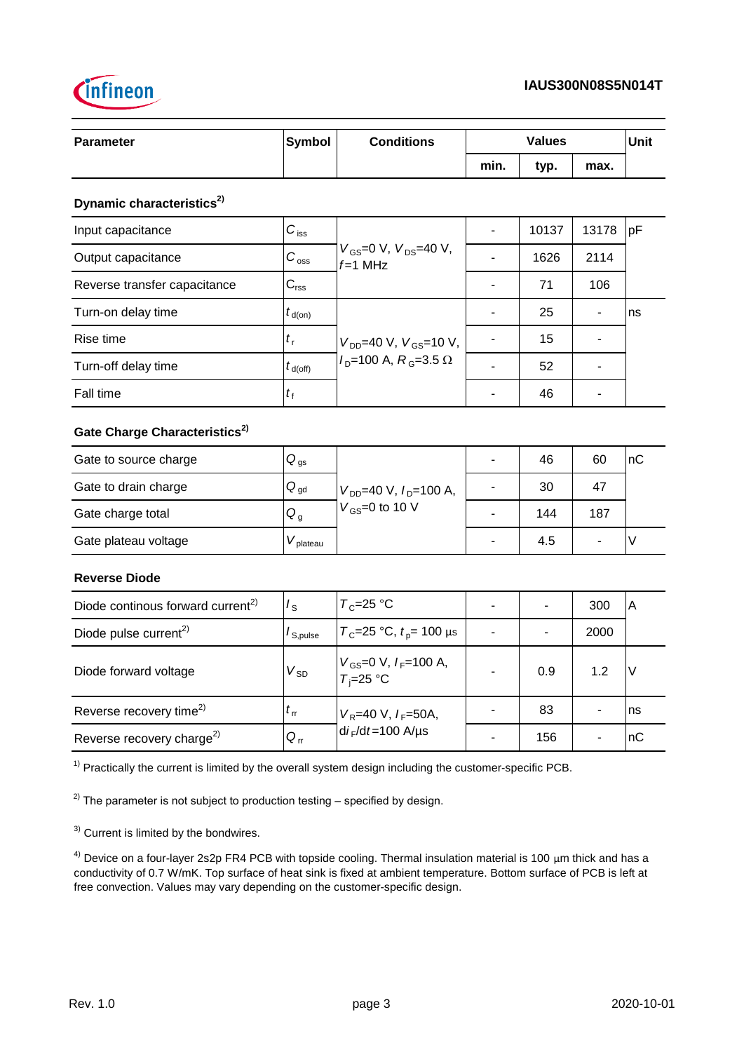| Parameter | Symbol | Conditions | Values | | | Unit |
|---|---|---|---|---|---|---|
| | | | min. | typ. | max. | |
| **Dynamic characteristics[2)]** | | | | | | |
| Input capacitance | $C_{iss}$ | $V_{GS}$=0 V, $V_{DS}$=40 V, $f$=1 MHz | - | 10137 | 13178 | pF |
| Output capacitance | $C_{oss}$ | | - | 1626 | 2114 | |
| Reverse transfer capacitance | $C_{rss}$ | | - | 71 | 106 | |
| Turn-on delay time | $t_{d(on)}$ | $V_{DD}$=40 V, $V_{GS}$=10 V, $I_D$=100 A, $R_G$=3.5 Ω | - | 25 | - | ns |
| Rise time | $t_r$ | | - | 15 | - | |
| Turn-off delay time | $t_{d(off)}$ | | - | 52 | - | |
| Fall time | $t_f$ | | - | 46 | - | |
| **Gate Charge Characteristics[2)]** | | | | | | |
| Gate to source charge | $Q_{gs}$ | $V_{DD}$=40 V, $I_D$=100 A, $V_{GS}$=0 to 10 V | - | 46 | 60 | nC |
| Gate to drain charge | $Q_{gd}$ | | - | 30 | 47 | |
| Gate charge total | $Q_g$ | | - | 144 | 187 | |
| Gate plateau voltage | $V_{plateau}$ | | - | 4.5 | - | V |
| **Reverse Diode** | | | | | | |
| Diode continous forward current[2)] | $I_S$ | $T_C$=25 °C | - | - | 300 | A |
| Diode pulse current[2)] | $I_{S,pulse}$ | $T_C$=25 °C, $t_p$= 100 µs | - | - | 2000 | |
| Diode forward voltage | $V_{SD}$ | $V_{GS}$=0 V, $I_F$=100 A, $T_j$=25 °C | - | 0.9 | 1.2 | V |
| Reverse recovery time[2)] | $t_{rr}$ | $V_R$=40 V, $I_F$=50A, $di_F/dt$=100 A/µs | - | 83 | - | ns |
| Reverse recovery charge[2)] | $Q_{rr}$ | | - | 156 | - | nC |

[1)] Practically the current is limited by the overall system design including the customer-specific PCB.

[2)] The parameter is not subject to production testing – specified by design.

[3)] Current is limited by the bondwires.

[4)] Device on a four-layer 2s2p FR4 PCB with topside cooling. Thermal insulation material is 100 µm thick and has a conductivity of 0.7 W/mK. Top surface of heat sink is fixed at ambient temperature. Bottom surface of PCB is left at free convection. Values may vary depending on the customer-specific design.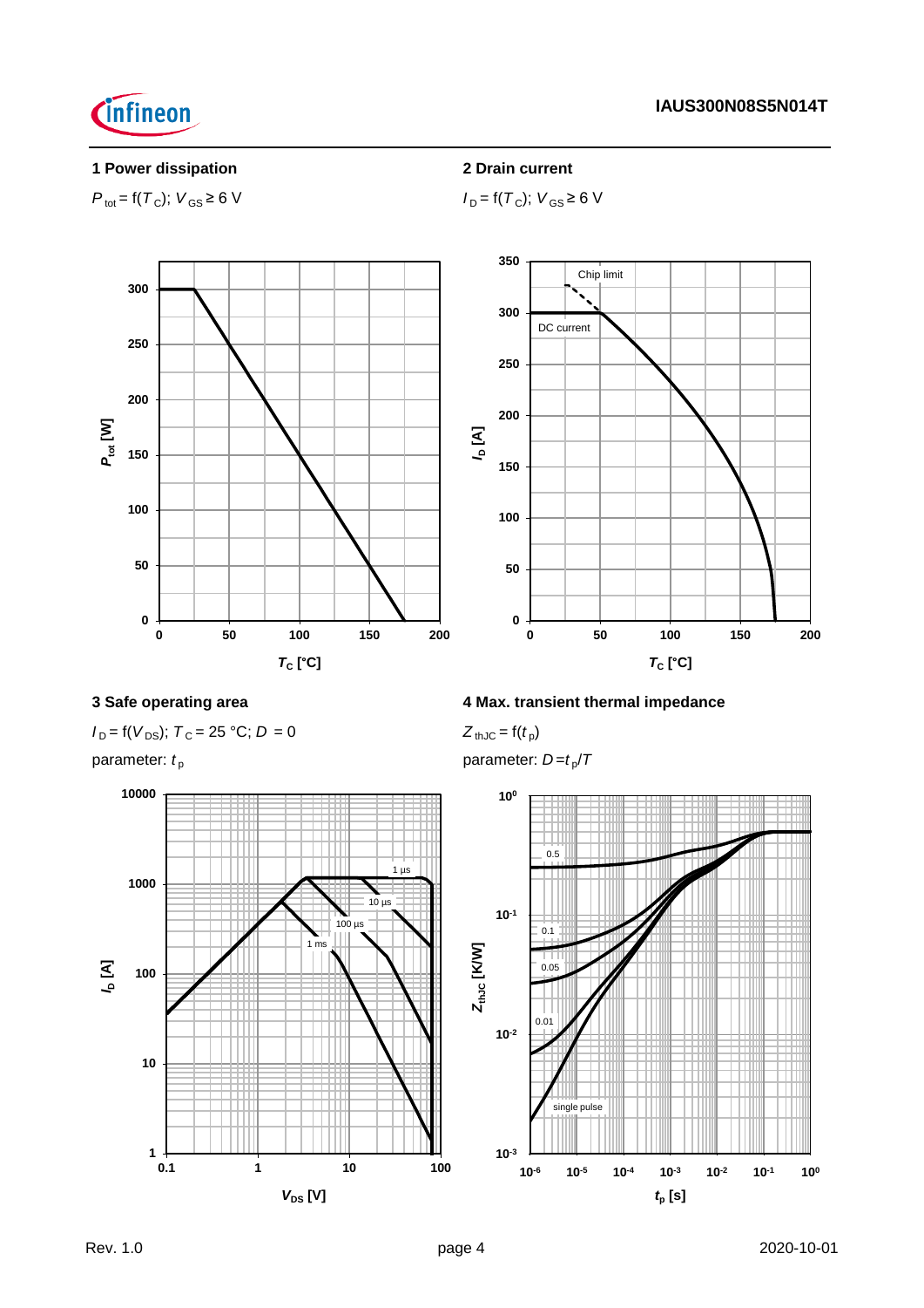## 1 Power dissipation

$P_{tot} = f(T_C)$; $V_{GS} \geq 6$ V

## 2 Drain current

$I_D = f(T_C)$; $V_{GS} \geq 6$ V

## 3 Safe operating area

$I_D = f(V_{DS})$; $T_C = 25$ °C; $D = 0$

parameter: $t_p$

## 4 Max. transient thermal impedance

$Z_{thJC} = f(t_p)$

parameter: $D = t_p/T$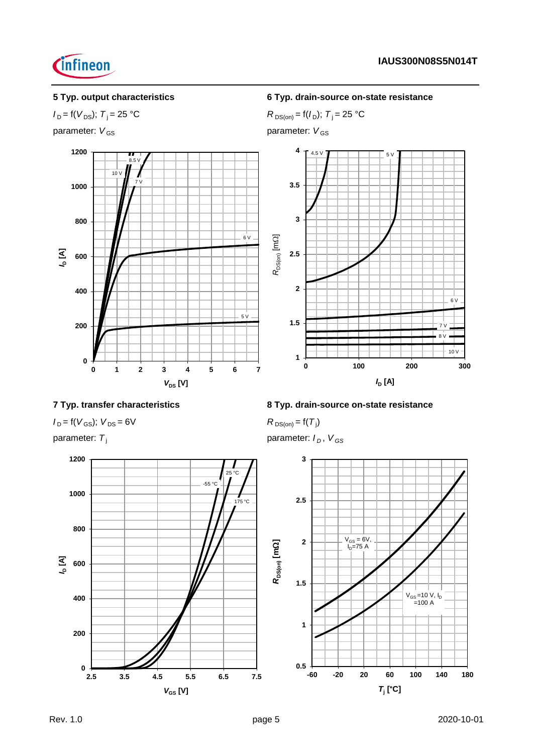**5 Typ. output characteristics**

$I_D = f(V_{DS})$; $T_j = 25\ °C$

parameter: $V_{GS}$

**6 Typ. drain-source on-state resistance**

$R_{DS(on)} = f(I_D)$; $T_j = 25\ °C$

parameter: $V_{GS}$

**7 Typ. transfer characteristics**

$I_D = f(V_{GS})$; $V_{DS} = 6V$

parameter: $T_j$

**8 Typ. drain-source on-state resistance**

$R_{DS(on)} = f(T_j)$

parameter: $I_D$, $V_{GS}$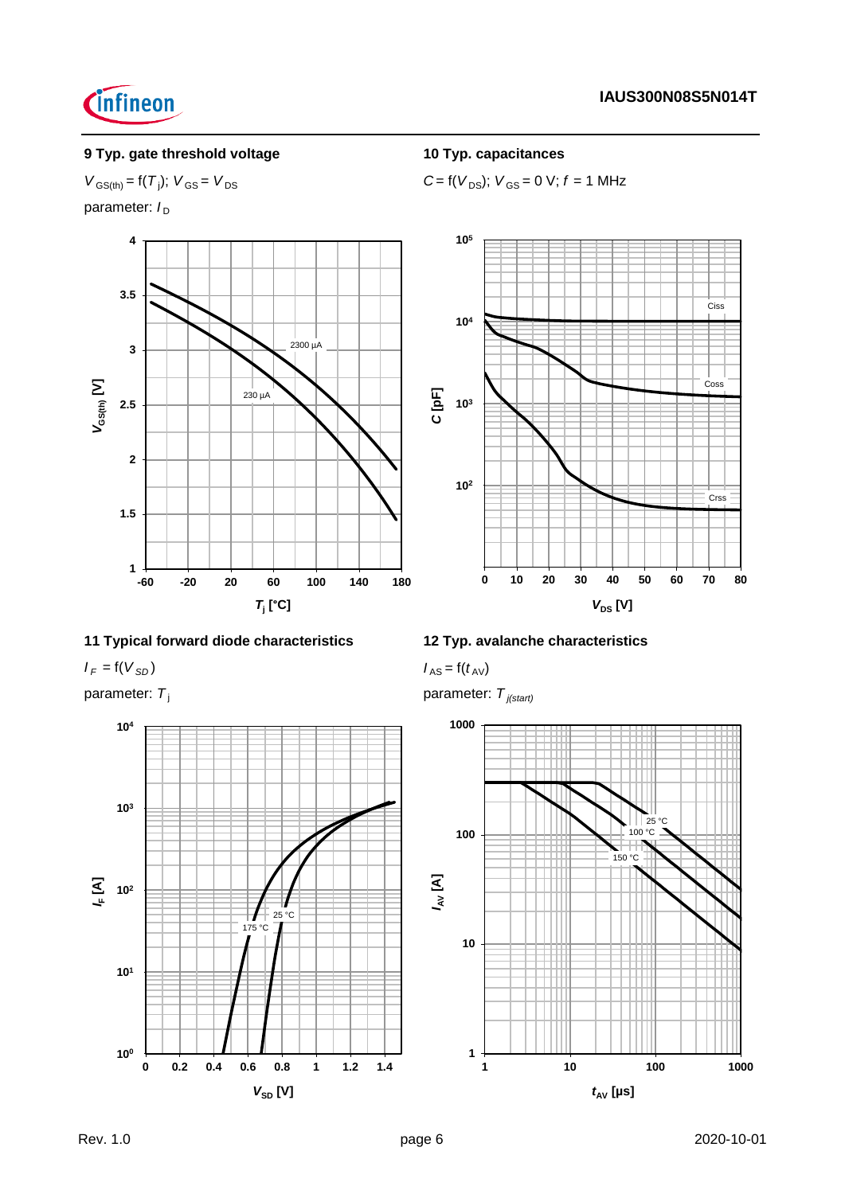### 9 Typ. gate threshold voltage

$V_{GS(th)} = f(T_j)$; $V_{GS} = V_{DS}$

parameter: $I_D$

### 10 Typ. capacitances

$C = f(V_{DS})$; $V_{GS} = 0$ V; $f = 1$ MHz

### 11 Typical forward diode characteristics

$I_F = f(V_{SD})$

parameter: $T_j$

### 12 Typ. avalanche characteristics

$I_{AS} = f(t_{AV})$

parameter: $T_{j(start)}$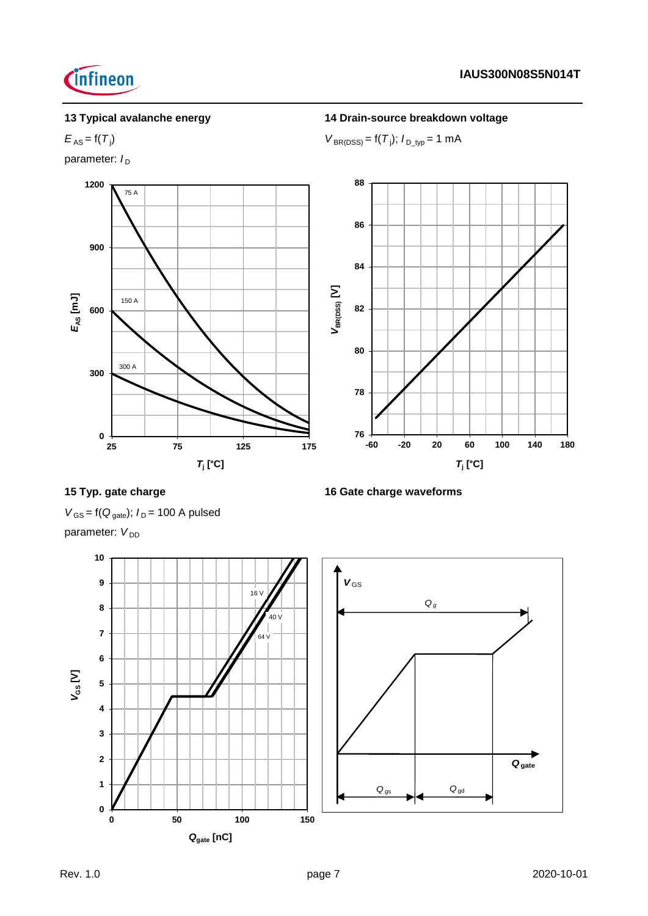### 13 Typical avalanche energy

$E_{AS} = f(T_j)$

parameter: $I_D$

### 14 Drain-source breakdown voltage

$V_{BR(DSS)} = f(T_j)$; $I_{D\_typ} = 1$ mA

### 15 Typ. gate charge

$V_{GS} = f(Q_{gate})$; $I_D = 100$ A pulsed

parameter: $V_{DD}$

### 16 Gate charge waveforms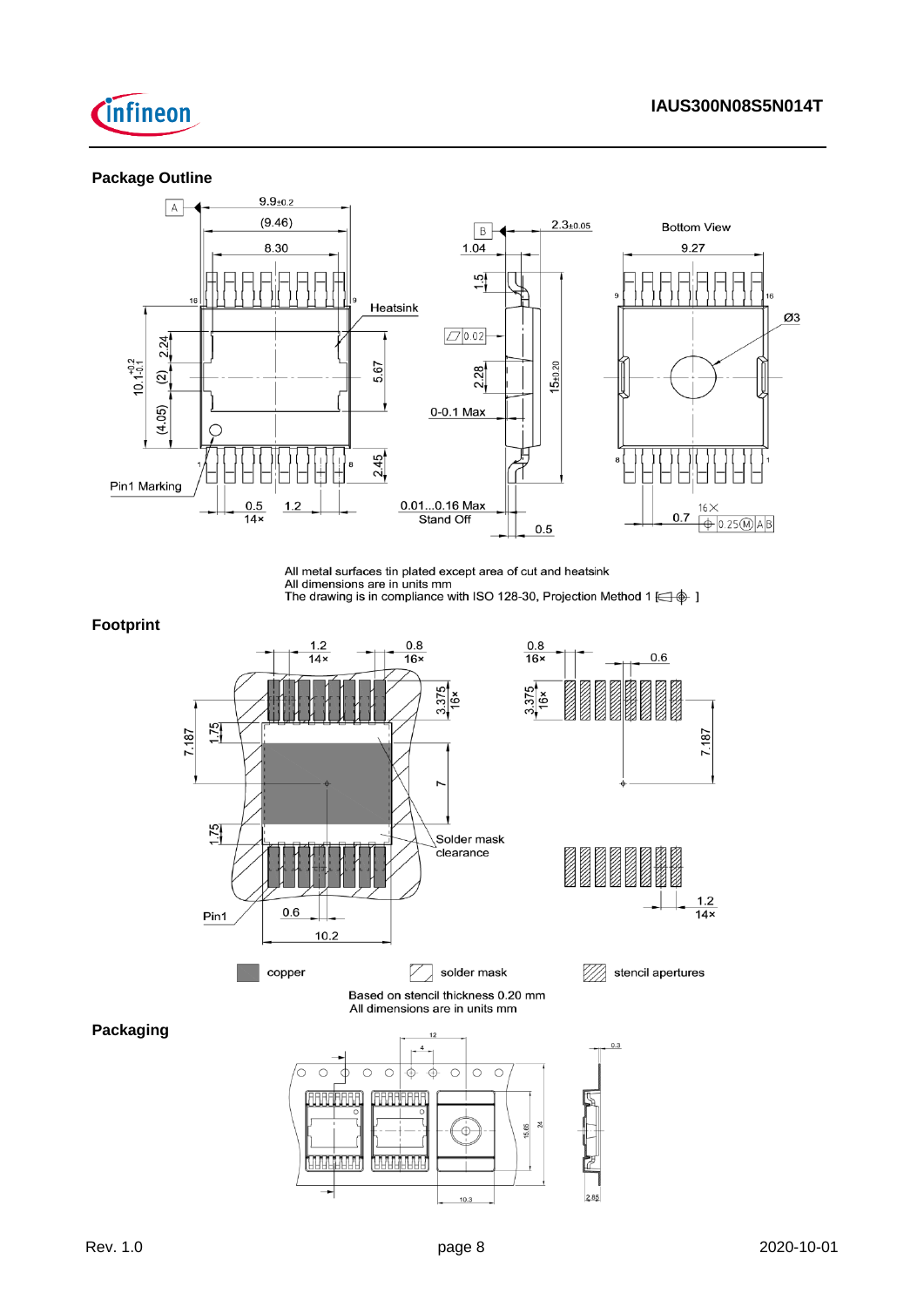## Package Outline

All metal surfaces tin plated except area of cut and heatsink
All dimensions are in units mm
The drawing is in compliance with ISO 128-30, Projection Method 1 [ ]

## Footprint

Based on stencil thickness 0.20 mm
All dimensions are in units mm

## Packaging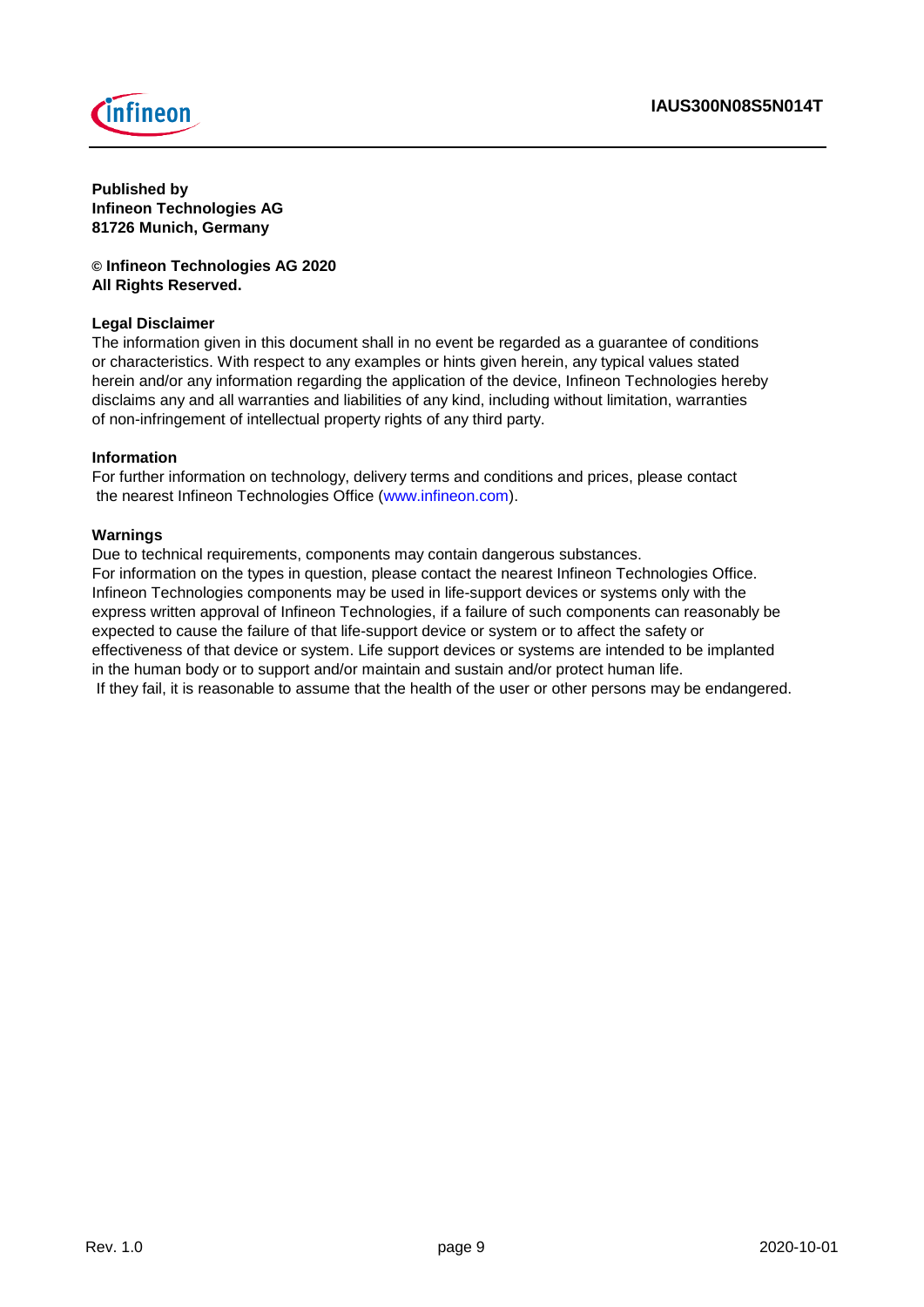**Published by**
**Infineon Technologies AG**
**81726 Munich, Germany**

**© Infineon Technologies AG 2020**
**All Rights Reserved.**

**Legal Disclaimer**

The information given in this document shall in no event be regarded as a guarantee of conditions or characteristics. With respect to any examples or hints given herein, any typical values stated herein and/or any information regarding the application of the device, Infineon Technologies hereby disclaims any and all warranties and liabilities of any kind, including without limitation, warranties of non-infringement of intellectual property rights of any third party.

**Information**

For further information on technology, delivery terms and conditions and prices, please contact the nearest Infineon Technologies Office (www.infineon.com).

**Warnings**

Due to technical requirements, components may contain dangerous substances.
For information on the types in question, please contact the nearest Infineon Technologies Office.
Infineon Technologies components may be used in life-support devices or systems only with the express written approval of Infineon Technologies, if a failure of such components can reasonably be expected to cause the failure of that life-support device or system or to affect the safety or effectiveness of that device or system. Life support devices or systems are intended to be implanted in the human body or to support and/or maintain and sustain and/or protect human life.
If they fail, it is reasonable to assume that the health of the user or other persons may be endangered.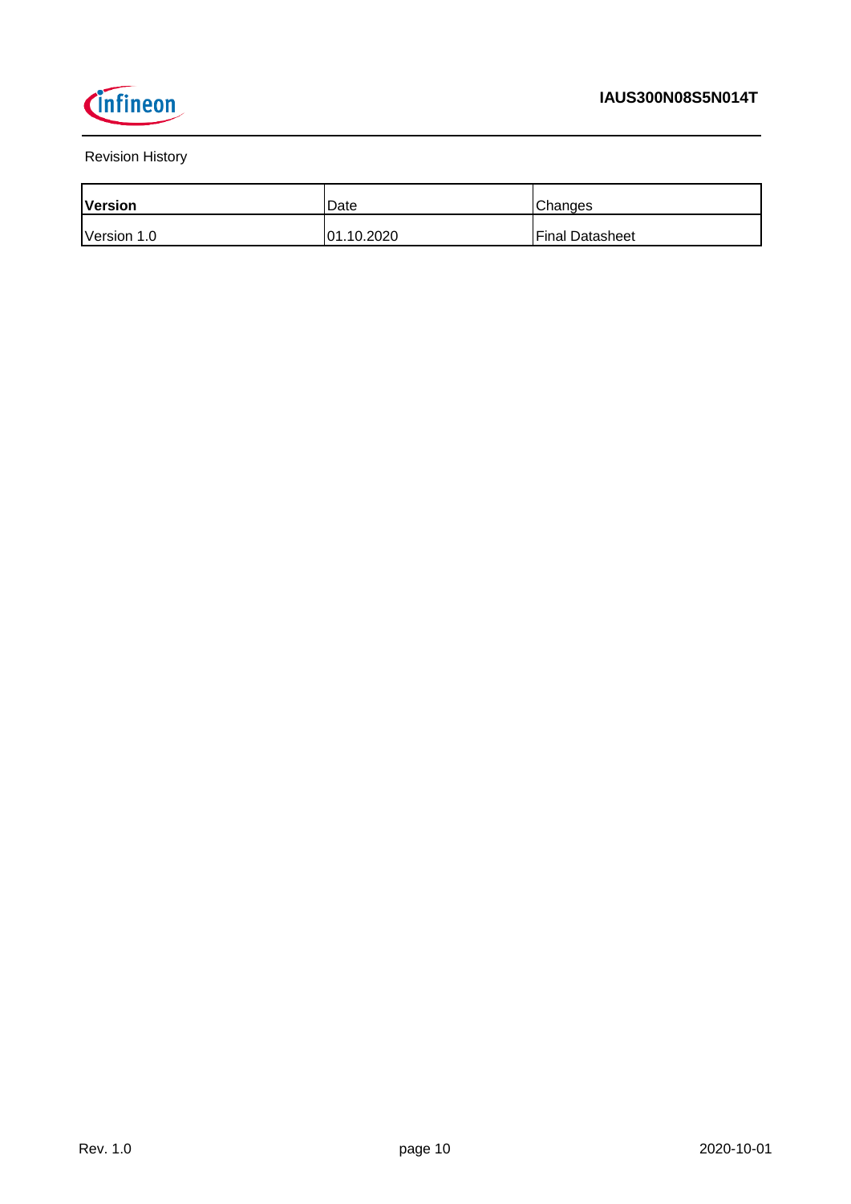Revision History

| Version | Date | Changes |
|---|---|---|
| Version 1.0 | 01.10.2020 | Final Datasheet |